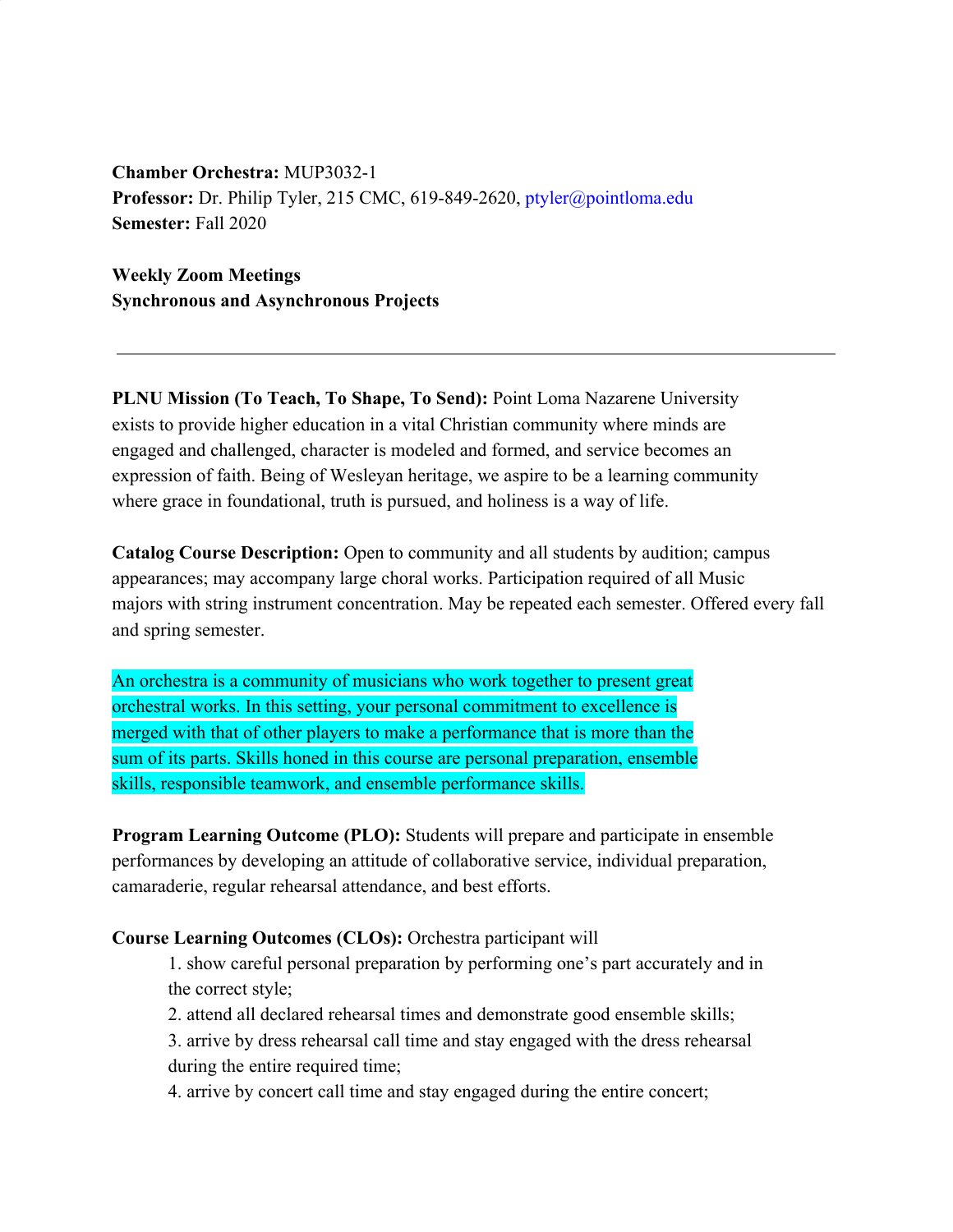**Chamber Orchestra:** MUP3032-1
**Professor:** Dr. Philip Tyler, 215 CMC, 619-849-2620, ptyler@pointloma.edu
**Semester:** Fall 2020

**Weekly Zoom Meetings**
**Synchronous and Asynchronous Projects**

---

**PLNU Mission (To Teach, To Shape, To Send):** Point Loma Nazarene University exists to provide higher education in a vital Christian community where minds are engaged and challenged, character is modeled and formed, and service becomes an expression of faith. Being of Wesleyan heritage, we aspire to be a learning community where grace in foundational, truth is pursued, and holiness is a way of life.

**Catalog Course Description:** Open to community and all students by audition; campus appearances; may accompany large choral works. Participation required of all Music majors with string instrument concentration. May be repeated each semester. Offered every fall and spring semester.

An orchestra is a community of musicians who work together to present great orchestral works. In this setting, your personal commitment to excellence is merged with that of other players to make a performance that is more than the sum of its parts. Skills honed in this course are personal preparation, ensemble skills, responsible teamwork, and ensemble performance skills.

**Program Learning Outcome (PLO):** Students will prepare and participate in ensemble performances by developing an attitude of collaborative service, individual preparation, camaraderie, regular rehearsal attendance, and best efforts.

**Course Learning Outcomes (CLOs):** Orchestra participant will

1. show careful personal preparation by performing one's part accurately and in the correct style;
2. attend all declared rehearsal times and demonstrate good ensemble skills;
3. arrive by dress rehearsal call time and stay engaged with the dress rehearsal during the entire required time;
4. arrive by concert call time and stay engaged during the entire concert;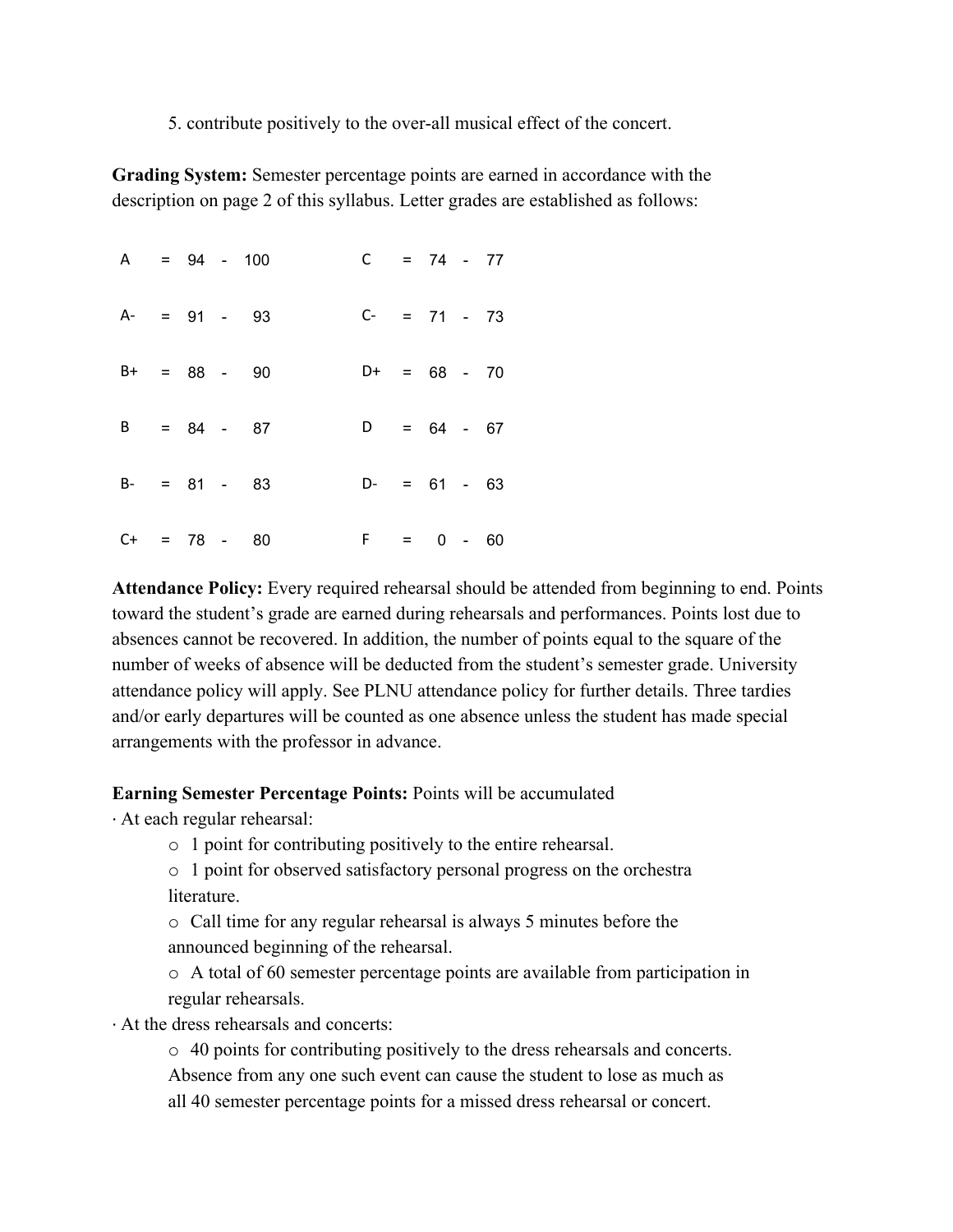5. contribute positively to the over-all musical effect of the concert.

**Grading System:** Semester percentage points are earned in accordance with the description on page 2 of this syllabus. Letter grades are established as follows:

| Grade | Range | Grade | Range |
|---|---|---|---|
| A | = 94 - 100 | C | = 74 - 77 |
| A- | = 91 - 93 | C- | = 71 - 73 |
| B+ | = 88 - 90 | D+ | = 68 - 70 |
| B | = 84 - 87 | D | = 64 - 67 |
| B- | = 81 - 83 | D- | = 61 - 63 |
| C+ | = 78 - 80 | F | = 0 - 60 |

**Attendance Policy:** Every required rehearsal should be attended from beginning to end. Points toward the student's grade are earned during rehearsals and performances. Points lost due to absences cannot be recovered. In addition, the number of points equal to the square of the number of weeks of absence will be deducted from the student's semester grade. University attendance policy will apply. See PLNU attendance policy for further details. Three tardies and/or early departures will be counted as one absence unless the student has made special arrangements with the professor in advance.

**Earning Semester Percentage Points:** Points will be accumulated

- At each regular rehearsal:
  - 1 point for contributing positively to the entire rehearsal.
  - 1 point for observed satisfactory personal progress on the orchestra literature.
  - Call time for any regular rehearsal is always 5 minutes before the announced beginning of the rehearsal.
  - A total of 60 semester percentage points are available from participation in regular rehearsals.
- At the dress rehearsals and concerts:
  - 40 points for contributing positively to the dress rehearsals and concerts. Absence from any one such event can cause the student to lose as much as all 40 semester percentage points for a missed dress rehearsal or concert.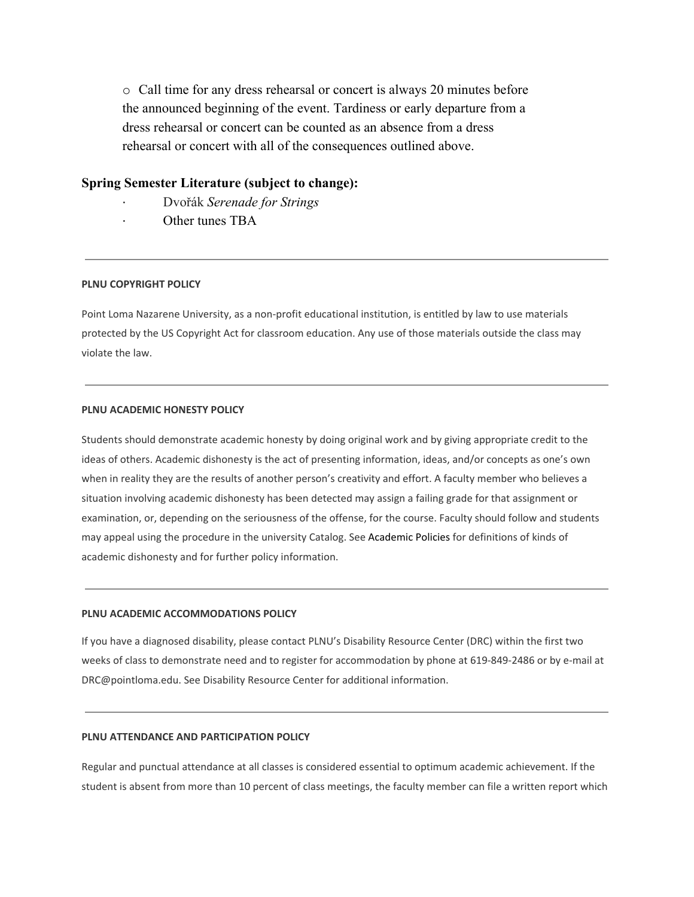- Call time for any dress rehearsal or concert is always 20 minutes before the announced beginning of the event. Tardiness or early departure from a dress rehearsal or concert can be counted as an absence from a dress rehearsal or concert with all of the consequences outlined above.

### Spring Semester Literature (subject to change):

- Dvořák *Serenade for Strings*
- Other tunes TBA

---

#### PLNU COPYRIGHT POLICY

Point Loma Nazarene University, as a non-profit educational institution, is entitled by law to use materials protected by the US Copyright Act for classroom education. Any use of those materials outside the class may violate the law.

---

#### PLNU ACADEMIC HONESTY POLICY

Students should demonstrate academic honesty by doing original work and by giving appropriate credit to the ideas of others. Academic dishonesty is the act of presenting information, ideas, and/or concepts as one's own when in reality they are the results of another person's creativity and effort. A faculty member who believes a situation involving academic dishonesty has been detected may assign a failing grade for that assignment or examination, or, depending on the seriousness of the offense, for the course. Faculty should follow and students may appeal using the procedure in the university Catalog. See Academic Policies for definitions of kinds of academic dishonesty and for further policy information.

---

#### PLNU ACADEMIC ACCOMMODATIONS POLICY

If you have a diagnosed disability, please contact PLNU's Disability Resource Center (DRC) within the first two weeks of class to demonstrate need and to register for accommodation by phone at 619-849-2486 or by e-mail at DRC@pointloma.edu. See Disability Resource Center for additional information.

---

#### PLNU ATTENDANCE AND PARTICIPATION POLICY

Regular and punctual attendance at all classes is considered essential to optimum academic achievement. If the student is absent from more than 10 percent of class meetings, the faculty member can file a written report which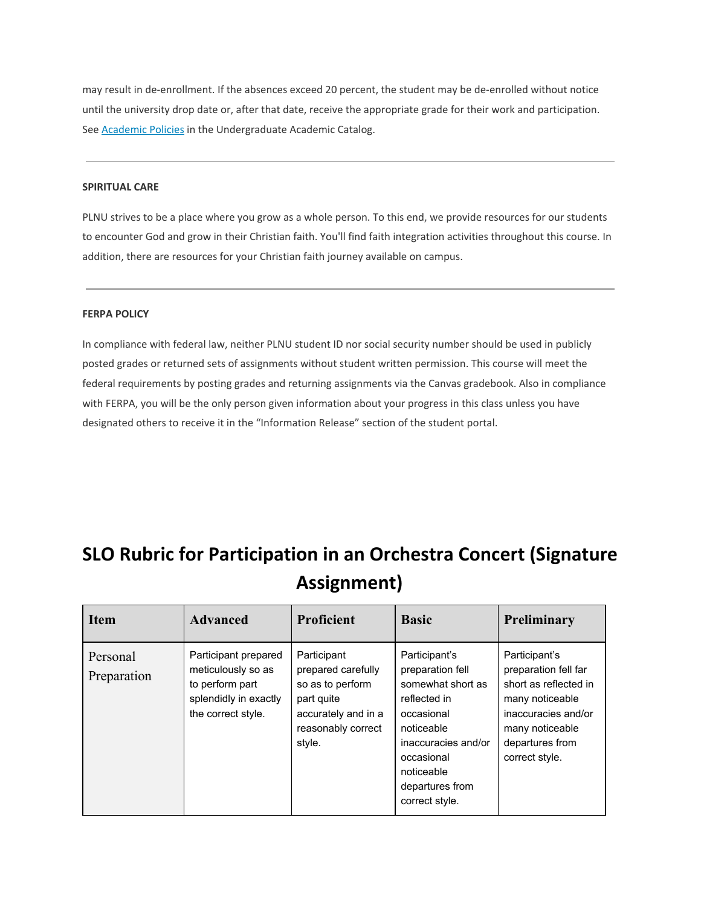may result in de-enrollment. If the absences exceed 20 percent, the student may be de-enrolled without notice until the university drop date or, after that date, receive the appropriate grade for their work and participation. See [Academic Policies](#) in the Undergraduate Academic Catalog.

---

**SPIRITUAL CARE**

PLNU strives to be a place where you grow as a whole person. To this end, we provide resources for our students to encounter God and grow in their Christian faith. You'll find faith integration activities throughout this course. In addition, there are resources for your Christian faith journey available on campus.

---

**FERPA POLICY**

In compliance with federal law, neither PLNU student ID nor social security number should be used in publicly posted grades or returned sets of assignments without student written permission. This course will meet the federal requirements by posting grades and returning assignments via the Canvas gradebook. Also in compliance with FERPA, you will be the only person given information about your progress in this class unless you have designated others to receive it in the "Information Release" section of the student portal.

# SLO Rubric for Participation in an Orchestra Concert (Signature Assignment)

| Item | Advanced | Proficient | Basic | Preliminary |
|---|---|---|---|---|
| Personal Preparation | Participant prepared meticulously so as to perform part splendidly in exactly the correct style. | Participant prepared carefully so as to perform part quite accurately and in a reasonably correct style. | Participant's preparation fell somewhat short as reflected in occasional noticeable inaccuracies and/or occasional noticeable departures from correct style. | Participant's preparation fell far short as reflected in many noticeable inaccuracies and/or many noticeable departures from correct style. |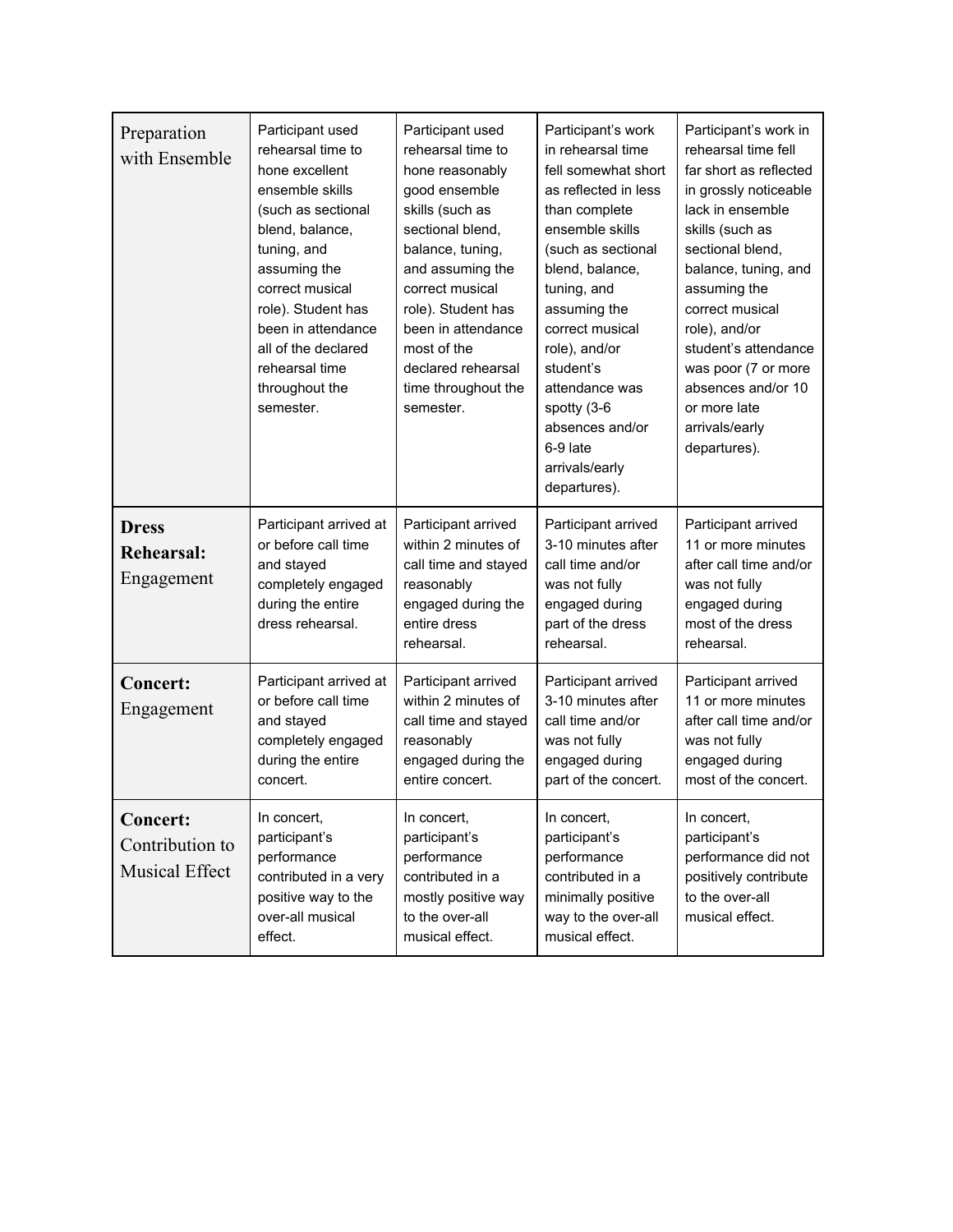| | | | | |
|---|---|---|---|---|
| Preparation with Ensemble | Participant used rehearsal time to hone excellent ensemble skills (such as sectional blend, balance, tuning, and assuming the correct musical role). Student has been in attendance all of the declared rehearsal time throughout the semester. | Participant used rehearsal time to hone reasonably good ensemble skills (such as sectional blend, balance, tuning, and assuming the correct musical role). Student has been in attendance most of the declared rehearsal time throughout the semester. | Participant's work in rehearsal time fell somewhat short as reflected in less than complete ensemble skills (such as sectional blend, balance, tuning, and assuming the correct musical role), and/or student's attendance was spotty (3-6 absences and/or 6-9 late arrivals/early departures). | Participant's work in rehearsal time fell far short as reflected in grossly noticeable lack in ensemble skills (such as sectional blend, balance, tuning, and assuming the correct musical role), and/or student's attendance was poor (7 or more absences and/or 10 or more late arrivals/early departures). |
| **Dress Rehearsal:** Engagement | Participant arrived at or before call time and stayed completely engaged during the entire dress rehearsal. | Participant arrived within 2 minutes of call time and stayed reasonably engaged during the entire dress rehearsal. | Participant arrived 3-10 minutes after call time and/or was not fully engaged during part of the dress rehearsal. | Participant arrived 11 or more minutes after call time and/or was not fully engaged during most of the dress rehearsal. |
| **Concert:** Engagement | Participant arrived at or before call time and stayed completely engaged during the entire concert. | Participant arrived within 2 minutes of call time and stayed reasonably engaged during the entire concert. | Participant arrived 3-10 minutes after call time and/or was not fully engaged during part of the concert. | Participant arrived 11 or more minutes after call time and/or was not fully engaged during most of the concert. |
| **Concert:** Contribution to Musical Effect | In concert, participant's performance contributed in a very positive way to the over-all musical effect. | In concert, participant's performance contributed in a mostly positive way to the over-all musical effect. | In concert, participant's performance contributed in a minimally positive way to the over-all musical effect. | In concert, participant's performance did not positively contribute to the over-all musical effect. |